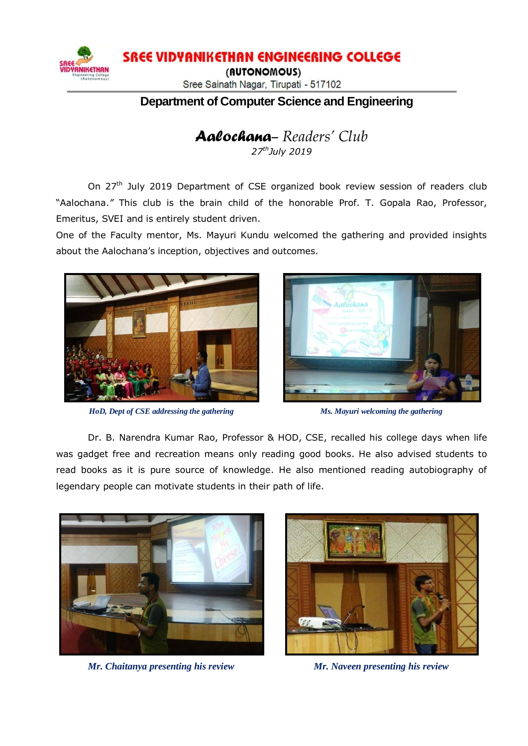# SREE VIDYANIKETHAN ENGINEERING COLLEGE

(AUTONOMOUS)

Sree Sainath Nagar, Tirupati - 517102

## Department of Computer Science and Engineering

## *Aalochana– Readers' Club*

*27th July 2019*

On 27th July 2019 Department of CSE organized book review session of readers club "Aalochana." This club is the brain child of the honorable Prof. T. Gopala Rao, Professor, Emeritus, SVEI and is entirely student driven.

One of the Faculty mentor, Ms. Mayuri Kundu welcomed the gathering and provided insights about the Aalochana's inception, objectives and outcomes.

*HoD, Dept of CSE addressing the gathering*

*Ms. Mayuri welcoming the gathering*

Dr. B. Narendra Kumar Rao, Professor & HOD, CSE, recalled his college days when life was gadget free and recreation means only reading good books. He also advised students to read books as it is pure source of knowledge. He also mentioned reading autobiography of legendary people can motivate students in their path of life.

*Mr. Chaitanya presenting his review*

*Mr. Naveen presenting his review*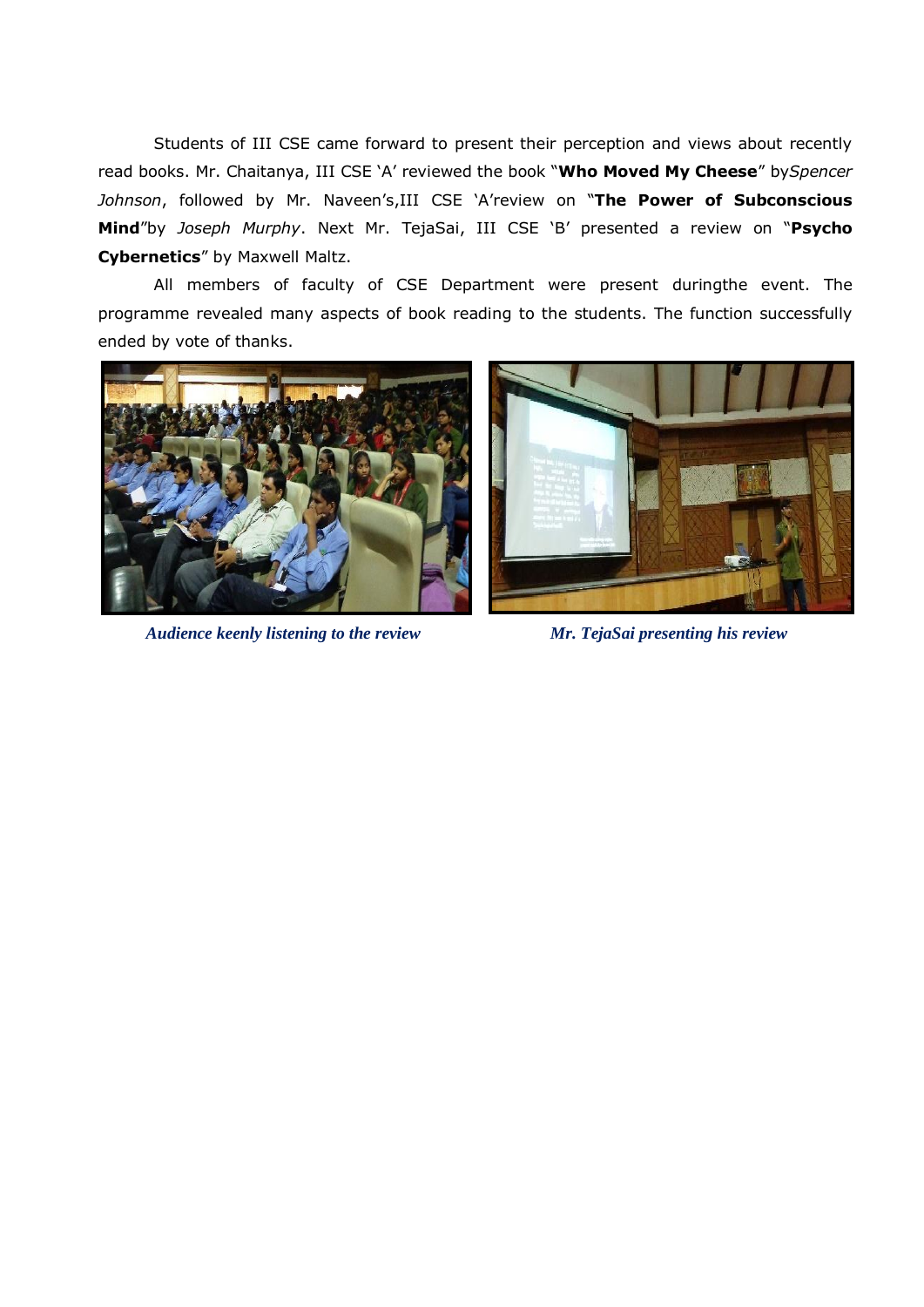Students of III CSE came forward to present their perception and views about recently read books. Mr. Chaitanya, III CSE 'A' reviewed the book "**Who Moved My Cheese**" by*Spencer Johnson*, followed by Mr. Naveen's,III CSE 'A'review on "**The Power of Subconscious Mind**"by *Joseph Murphy*. Next Mr. TejaSai, III CSE 'B' presented a review on "**Psycho Cybernetics**" by Maxwell Maltz.

All members of faculty of CSE Department were present duringthe event. The programme revealed many aspects of book reading to the students. The function successfully ended by vote of thanks.

***Audience keenly listening to the review***

***Mr. TejaSai presenting his review***